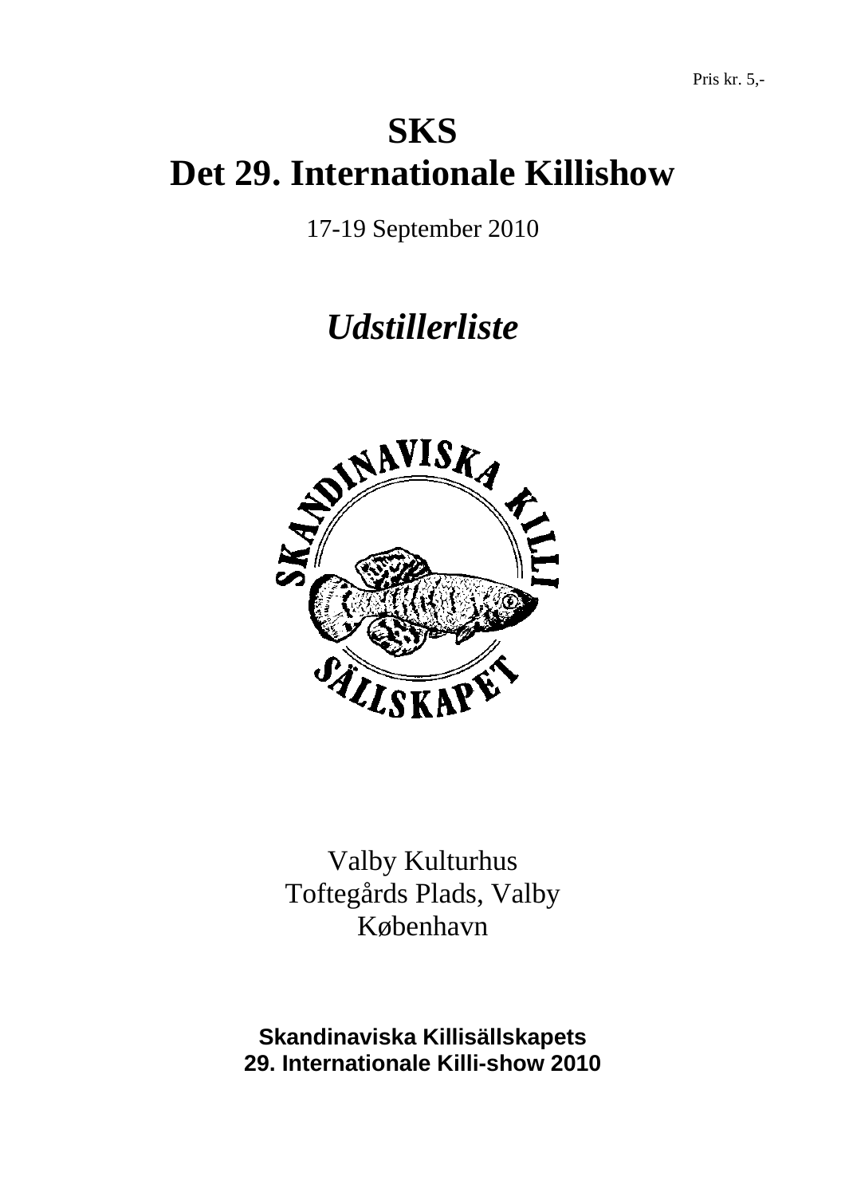Pris kr. 5,-

# SKS
# Det 29. Internationale Killishow

17-19 September 2010

## *Udstillerliste*

Valby Kulturhus
Toftegårds Plads, Valby
København

**Skandinaviska Killisällskapets**
**29. Internationale Killi-show 2010**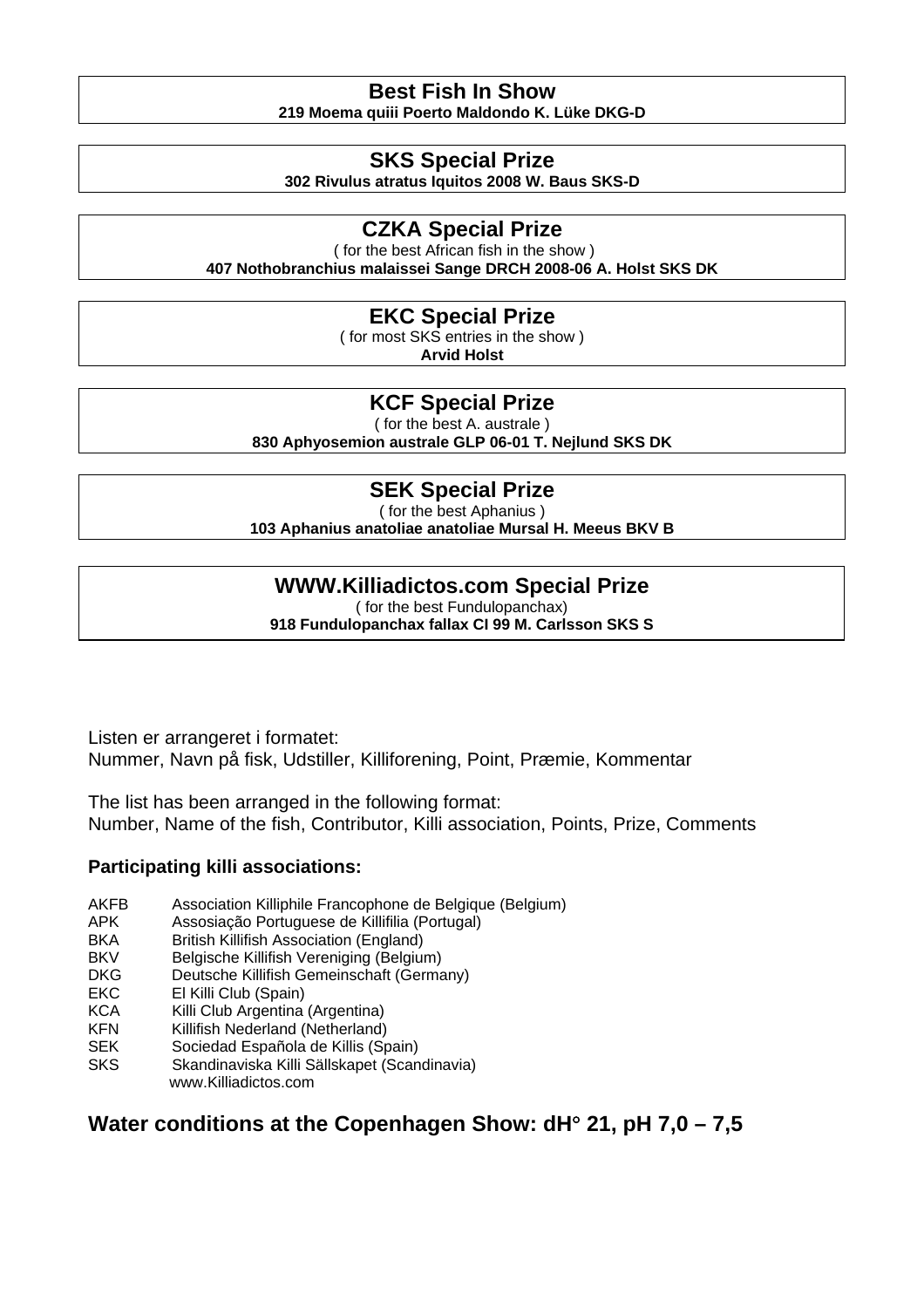## Best Fish In Show

**219 Moema quiii Poerto Maldondo K. Lüke DKG-D**

## SKS Special Prize

**302 Rivulus atratus Iquitos 2008 W. Baus SKS-D**

## CZKA Special Prize

( for the best African fish in the show )

**407 Nothobranchius malaissei Sange DRCH 2008-06 A. Holst SKS DK**

## EKC Special Prize

( for most SKS entries in the show )

**Arvid Holst**

## KCF Special Prize

( for the best A. australe )

**830 Aphyosemion australe GLP 06-01 T. Nejlund SKS DK**

## SEK Special Prize

( for the best Aphanius )

**103 Aphanius anatoliae anatoliae Mursal H. Meeus BKV B**

## WWW.Killiadictos.com Special Prize

( for the best Fundulopanchax)

**918 Fundulopanchax fallax CI 99 M. Carlsson SKS S**

Listen er arrangeret i formatet:
Nummer, Navn på fisk, Udstiller, Killiforening, Point, Præmie, Kommentar

The list has been arranged in the following format:
Number, Name of the fish, Contributor, Killi association, Points, Prize, Comments

**Participating killi associations:**

| | |
|---|---|
| AKFB | Association Killiphile Francophone de Belgique (Belgium) |
| APK | Assosiação Portuguese de Killifilia (Portugal) |
| BKA | British Killifish Association (England) |
| BKV | Belgische Killifish Vereniging (Belgium) |
| DKG | Deutsche Killifish Gemeinschaft (Germany) |
| EKC | El Killi Club (Spain) |
| KCA | Killi Club Argentina (Argentina) |
| KFN | Killifish Nederland (Netherland) |
| SEK | Sociedad Española de Killis (Spain) |
| SKS | Skandinaviska Killi Sällskapet (Scandinavia) |
| | www.Killiadictos.com |

## Water conditions at the Copenhagen Show: dH° 21, pH 7,0 – 7,5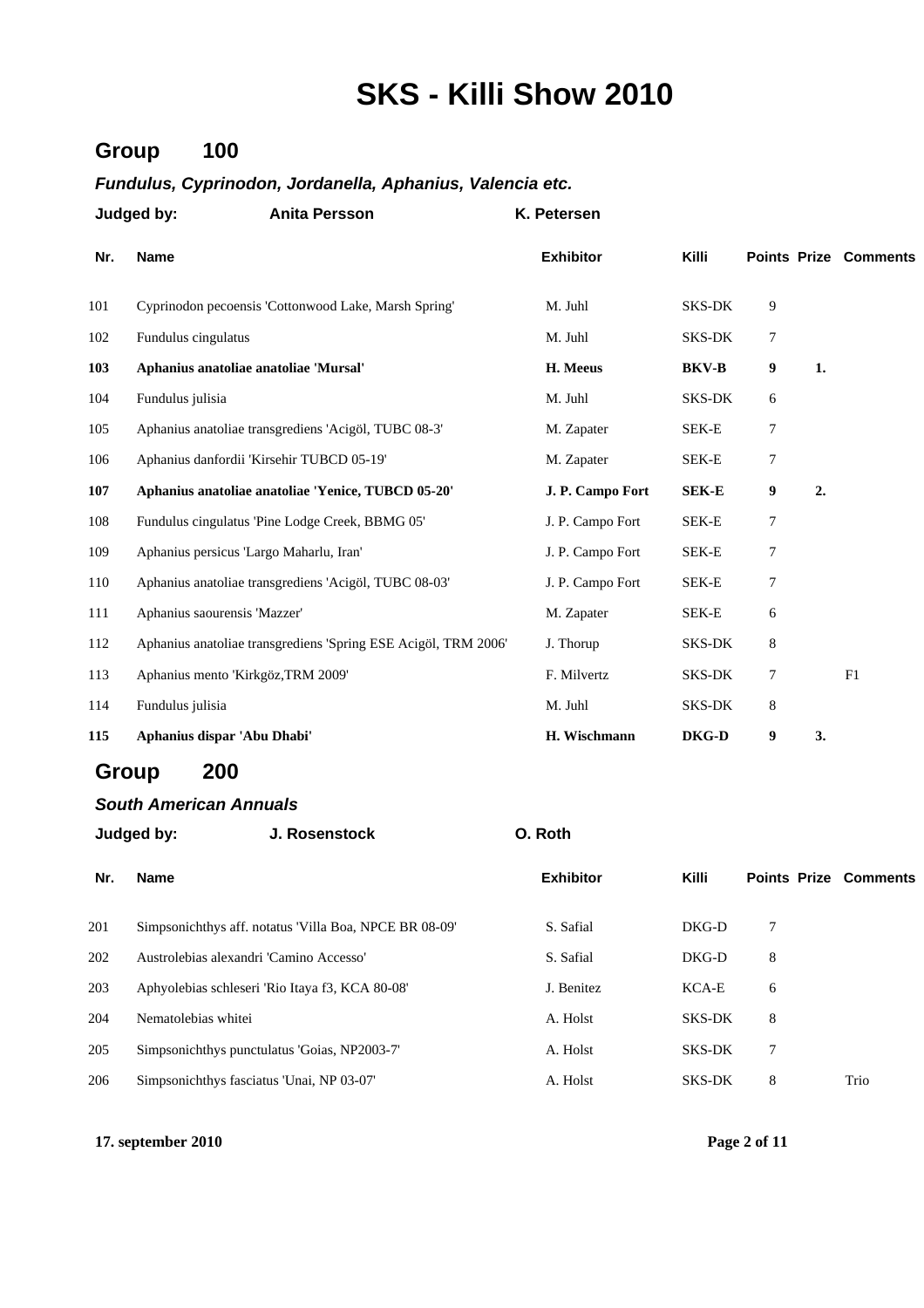# SKS - Killi Show 2010

## Group 100

***Fundulus, Cyprinodon, Jordanella, Aphanius, Valencia etc.***

**Judged by:** **Anita Persson** **K. Petersen**

| Nr. | Name | Exhibitor | Killi | Points | Prize | Comments |
|---|---|---|---|---|---|---|
| 101 | Cyprinodon pecoensis 'Cottonwood Lake, Marsh Spring' | M. Juhl | SKS-DK | 9 | | |
| 102 | Fundulus cingulatus | M. Juhl | SKS-DK | 7 | | |
| **103** | **Aphanius anatoliae anatoliae 'Mursal'** | **H. Meeus** | **BKV-B** | **9** | **1.** | |
| 104 | Fundulus julisia | M. Juhl | SKS-DK | 6 | | |
| 105 | Aphanius anatoliae transgrediens 'Acigöl, TUBC 08-3' | M. Zapater | SEK-E | 7 | | |
| 106 | Aphanius danfordii 'Kirsehir TUBCD 05-19' | M. Zapater | SEK-E | 7 | | |
| **107** | **Aphanius anatoliae anatoliae 'Yenice, TUBCD 05-20'** | **J. P. Campo Fort** | **SEK-E** | **9** | **2.** | |
| 108 | Fundulus cingulatus 'Pine Lodge Creek, BBMG 05' | J. P. Campo Fort | SEK-E | 7 | | |
| 109 | Aphanius persicus 'Largo Maharlu, Iran' | J. P. Campo Fort | SEK-E | 7 | | |
| 110 | Aphanius anatoliae transgrediens 'Acigöl, TUBC 08-03' | J. P. Campo Fort | SEK-E | 7 | | |
| 111 | Aphanius saourensis 'Mazzer' | M. Zapater | SEK-E | 6 | | |
| 112 | Aphanius anatoliae transgrediens 'Spring ESE Acigöl, TRM 2006' | J. Thorup | SKS-DK | 8 | | |
| 113 | Aphanius mento 'Kirkgöz,TRM 2009' | F. Milvertz | SKS-DK | 7 | | F1 |
| 114 | Fundulus julisia | M. Juhl | SKS-DK | 8 | | |
| **115** | **Aphanius dispar 'Abu Dhabi'** | **H. Wischmann** | **DKG-D** | **9** | **3.** | |

## Group 200

***South American Annuals***

**Judged by:** **J. Rosenstock** **O. Roth**

| Nr. | Name | Exhibitor | Killi | Points | Prize | Comments |
|---|---|---|---|---|---|---|
| 201 | Simpsonichthys aff. notatus 'Villa Boa, NPCE BR 08-09' | S. Safial | DKG-D | 7 | | |
| 202 | Austrolebias alexandri 'Camino Accesso' | S. Safial | DKG-D | 8 | | |
| 203 | Aphyolebias schleseri 'Rio Itaya f3, KCA 80-08' | J. Benitez | KCA-E | 6 | | |
| 204 | Nematolebias whitei | A. Holst | SKS-DK | 8 | | |
| 205 | Simpsonichthys punctulatus 'Goias, NP2003-7' | A. Holst | SKS-DK | 7 | | |
| 206 | Simpsonichthys fasciatus 'Unai, NP 03-07' | A. Holst | SKS-DK | 8 | | Trio |

**17. september 2010**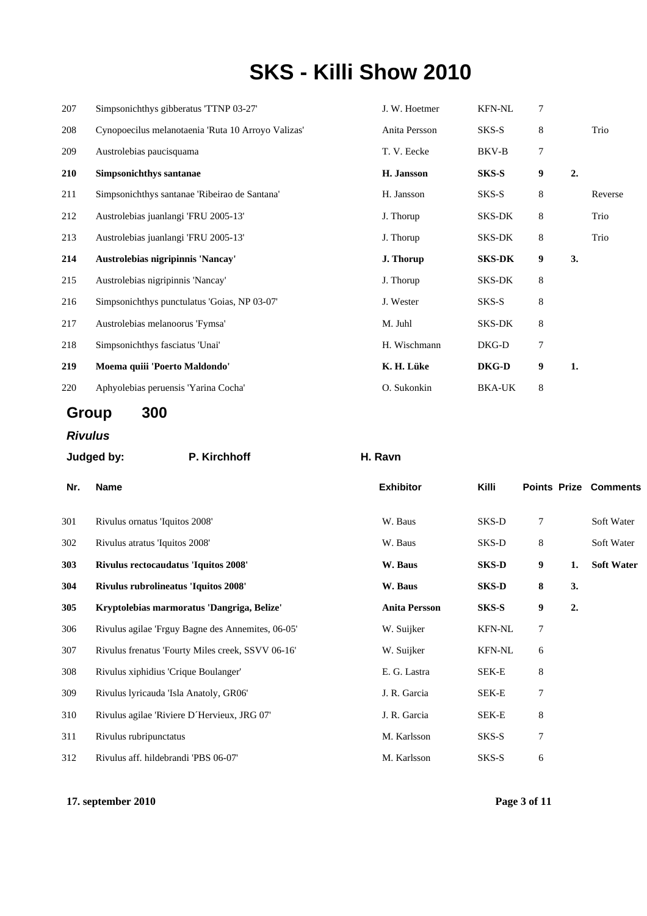// No commentary

# SKS - Killi Show 2010

| | | | | | | |
|---|---|---|---|---|---|---|
| 207 | Simpsonichthys gibberatus 'TTNP 03-27' | J. W. Hoetmer | KFN-NL | 7 | | |
| 208 | Cynopoecilus melanotaenia 'Ruta 10 Arroyo Valizas' | Anita Persson | SKS-S | 8 | | Trio |
| 209 | Austrolebias paucisquama | T. V. Eecke | BKV-B | 7 | | |
| **210** | **Simpsonichthys santanae** | **H. Jansson** | **SKS-S** | **9** | **2.** | |
| 211 | Simpsonichthys santanae 'Ribeirao de Santana' | H. Jansson | SKS-S | 8 | | Reverse |
| 212 | Austrolebias juanlangi 'FRU 2005-13' | J. Thorup | SKS-DK | 8 | | Trio |
| 213 | Austrolebias juanlangi 'FRU 2005-13' | J. Thorup | SKS-DK | 8 | | Trio |
| **214** | **Austrolebias nigripinnis 'Nancay'** | **J. Thorup** | **SKS-DK** | **9** | **3.** | |
| 215 | Austrolebias nigripinnis 'Nancay' | J. Thorup | SKS-DK | 8 | | |
| 216 | Simpsonichthys punctulatus 'Goias, NP 03-07' | J. Wester | SKS-S | 8 | | |
| 217 | Austrolebias melanoorus 'Fymsa' | M. Juhl | SKS-DK | 8 | | |
| 218 | Simpsonichthys fasciatus 'Unai' | H. Wischmann | DKG-D | 7 | | |
| **219** | **Moema quiii 'Poerto Maldondo'** | **K. H. Lüke** | **DKG-D** | **9** | **1.** | |
| 220 | Aphyolebias peruensis 'Yarina Cocha' | O. Sukonkin | BKA-UK | 8 | | |

## Group 300

### *Rivulus*

**Judged by:** **P. Kirchhoff** **H. Ravn**

| Nr. | Name | Exhibitor | Killi | Points | Prize | Comments |
|---|---|---|---|---|---|---|
| 301 | Rivulus ornatus 'Iquitos 2008' | W. Baus | SKS-D | 7 | | Soft Water |
| 302 | Rivulus atratus 'Iquitos 2008' | W. Baus | SKS-D | 8 | | Soft Water |
| **303** | **Rivulus rectocaudatus 'Iquitos 2008'** | **W. Baus** | **SKS-D** | **9** | **1.** | **Soft Water** |
| **304** | **Rivulus rubrolineatus 'Iquitos 2008'** | **W. Baus** | **SKS-D** | **8** | **3.** | |
| **305** | **Kryptolebias marmoratus 'Dangriga, Belize'** | **Anita Persson** | **SKS-S** | **9** | **2.** | |
| 306 | Rivulus agilae 'Frguy Bagne des Annemites, 06-05' | W. Suijker | KFN-NL | 7 | | |
| 307 | Rivulus frenatus 'Fourty Miles creek, SSVV 06-16' | W. Suijker | KFN-NL | 6 | | |
| 308 | Rivulus xiphidius 'Crique Boulanger' | E. G. Lastra | SEK-E | 8 | | |
| 309 | Rivulus lyricauda 'Isla Anatoly, GR06' | J. R. Garcia | SEK-E | 7 | | |
| 310 | Rivulus agilae 'Riviere D´Hervieux, JRG 07' | J. R. Garcia | SEK-E | 8 | | |
| 311 | Rivulus rubripunctatus | M. Karlsson | SKS-S | 7 | | |
| 312 | Rivulus aff. hildebrandi 'PBS 06-07' | M. Karlsson | SKS-S | 6 | | |

**17. september 2010**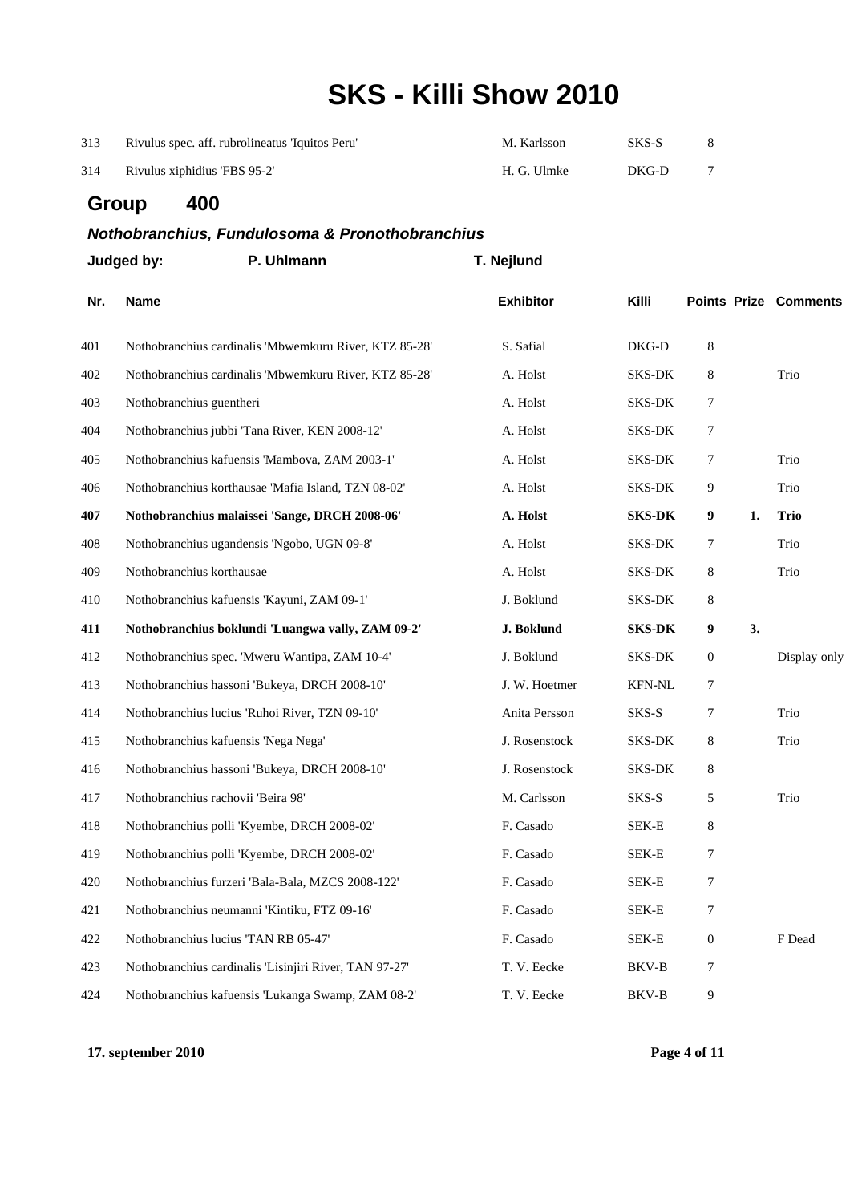# SKS - Killi Show 2010

| | | | | | | |
|---|---|---|---|---|---|---|
| 313 | Rivulus spec. aff. rubrolineatus 'Iquitos Peru' | M. Karlsson | SKS-S | 8 | | |
| 314 | Rivulus xiphidius 'FBS 95-2' | H. G. Ulmke | DKG-D | 7 | | |

## Group 400

### *Nothobranchius, Fundulosoma & Pronothobranchius*

**Judged by:** **P. Uhlmann** **T. Nejlund**

| Nr. | Name | Exhibitor | Killi | Points | Prize | Comments |
|---|---|---|---|---|---|---|
| 401 | Nothobranchius cardinalis 'Mbwemkuru River, KTZ 85-28' | S. Safial | DKG-D | 8 | | |
| 402 | Nothobranchius cardinalis 'Mbwemkuru River, KTZ 85-28' | A. Holst | SKS-DK | 8 | | Trio |
| 403 | Nothobranchius guentheri | A. Holst | SKS-DK | 7 | | |
| 404 | Nothobranchius jubbi 'Tana River, KEN 2008-12' | A. Holst | SKS-DK | 7 | | |
| 405 | Nothobranchius kafuensis 'Mambova, ZAM 2003-1' | A. Holst | SKS-DK | 7 | | Trio |
| 406 | Nothobranchius korthausae 'Mafia Island, TZN 08-02' | A. Holst | SKS-DK | 9 | | Trio |
| **407** | **Nothobranchius malaissei 'Sange, DRCH 2008-06'** | **A. Holst** | **SKS-DK** | **9** | **1.** | **Trio** |
| 408 | Nothobranchius ugandensis 'Ngobo, UGN 09-8' | A. Holst | SKS-DK | 7 | | Trio |
| 409 | Nothobranchius korthausae | A. Holst | SKS-DK | 8 | | Trio |
| 410 | Nothobranchius kafuensis 'Kayuni, ZAM 09-1' | J. Boklund | SKS-DK | 8 | | |
| **411** | **Nothobranchius boklundi 'Luangwa vally, ZAM 09-2'** | **J. Boklund** | **SKS-DK** | **9** | **3.** | |
| 412 | Nothobranchius spec. 'Mweru Wantipa, ZAM 10-4' | J. Boklund | SKS-DK | 0 | | Display only |
| 413 | Nothobranchius hassoni 'Bukeya, DRCH 2008-10' | J. W. Hoetmer | KFN-NL | 7 | | |
| 414 | Nothobranchius lucius 'Ruhoi River, TZN 09-10' | Anita Persson | SKS-S | 7 | | Trio |
| 415 | Nothobranchius kafuensis 'Nega Nega' | J. Rosenstock | SKS-DK | 8 | | Trio |
| 416 | Nothobranchius hassoni 'Bukeya, DRCH 2008-10' | J. Rosenstock | SKS-DK | 8 | | |
| 417 | Nothobranchius rachovii 'Beira 98' | M. Carlsson | SKS-S | 5 | | Trio |
| 418 | Nothobranchius polli 'Kyembe, DRCH 2008-02' | F. Casado | SEK-E | 8 | | |
| 419 | Nothobranchius polli 'Kyembe, DRCH 2008-02' | F. Casado | SEK-E | 7 | | |
| 420 | Nothobranchius furzeri 'Bala-Bala, MZCS 2008-122' | F. Casado | SEK-E | 7 | | |
| 421 | Nothobranchius neumanni 'Kintiku, FTZ 09-16' | F. Casado | SEK-E | 7 | | |
| 422 | Nothobranchius lucius 'TAN RB 05-47' | F. Casado | SEK-E | 0 | | F Dead |
| 423 | Nothobranchius cardinalis 'Lisinjiri River, TAN 97-27' | T. V. Eecke | BKV-B | 7 | | |
| 424 | Nothobranchius kafuensis 'Lukanga Swamp, ZAM 08-2' | T. V. Eecke | BKV-B | 9 | | |

**17. september 2010**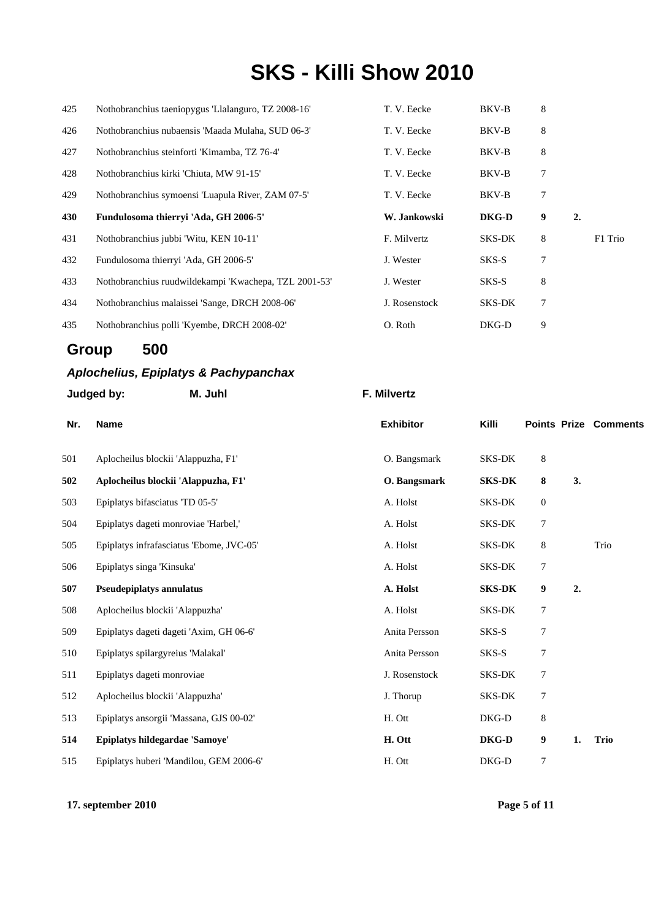# SKS - Killi Show 2010

| | | | | | | |
|---|---|---|---|---|---|---|
| 425 | Nothobranchius taeniopygus 'Llalanguro, TZ 2008-16' | T. V. Eecke | BKV-B | 8 | | |
| 426 | Nothobranchius nubaensis 'Maada Mulaha, SUD 06-3' | T. V. Eecke | BKV-B | 8 | | |
| 427 | Nothobranchius steinforti 'Kimamba, TZ 76-4' | T. V. Eecke | BKV-B | 8 | | |
| 428 | Nothobranchius kirki 'Chiuta, MW 91-15' | T. V. Eecke | BKV-B | 7 | | |
| 429 | Nothobranchius symoensi 'Luapula River, ZAM 07-5' | T. V. Eecke | BKV-B | 7 | | |
| **430** | **Fundulosoma thierryi 'Ada, GH 2006-5'** | **W. Jankowski** | **DKG-D** | **9** | **2.** | |
| 431 | Nothobranchius jubbi 'Witu, KEN 10-11' | F. Milvertz | SKS-DK | 8 | | F1 Trio |
| 432 | Fundulosoma thierryi 'Ada, GH 2006-5' | J. Wester | SKS-S | 7 | | |
| 433 | Nothobranchius ruudwildekampi 'Kwachepa, TZL 2001-53' | J. Wester | SKS-S | 8 | | |
| 434 | Nothobranchius malaissei 'Sange, DRCH 2008-06' | J. Rosenstock | SKS-DK | 7 | | |
| 435 | Nothobranchius polli 'Kyembe, DRCH 2008-02' | O. Roth | DKG-D | 9 | | |

## Group 500

### *Aplochelius, Epiplatys & Pachypanchax*

**Judged by:** **M. Juhl** **F. Milvertz**

| Nr. | Name | Exhibitor | Killi | Points | Prize | Comments |
|---|---|---|---|---|---|---|
| 501 | Aplocheilus blockii 'Alappuzha, F1' | O. Bangsmark | SKS-DK | 8 | | |
| **502** | **Aplocheilus blockii 'Alappuzha, F1'** | **O. Bangsmark** | **SKS-DK** | **8** | **3.** | |
| 503 | Epiplatys bifasciatus 'TD 05-5' | A. Holst | SKS-DK | 0 | | |
| 504 | Epiplatys dageti monroviae 'Harbel,' | A. Holst | SKS-DK | 7 | | |
| 505 | Epiplatys infrafasciatus 'Ebome, JVC-05' | A. Holst | SKS-DK | 8 | | Trio |
| 506 | Epiplatys singa 'Kinsuka' | A. Holst | SKS-DK | 7 | | |
| **507** | **Pseudepiplatys annulatus** | **A. Holst** | **SKS-DK** | **9** | **2.** | |
| 508 | Aplocheilus blockii 'Alappuzha' | A. Holst | SKS-DK | 7 | | |
| 509 | Epiplatys dageti dageti 'Axim, GH 06-6' | Anita Persson | SKS-S | 7 | | |
| 510 | Epiplatys spilargyreius 'Malakal' | Anita Persson | SKS-S | 7 | | |
| 511 | Epiplatys dageti monroviae | J. Rosenstock | SKS-DK | 7 | | |
| 512 | Aplocheilus blockii 'Alappuzha' | J. Thorup | SKS-DK | 7 | | |
| 513 | Epiplatys ansorgii 'Massana, GJS 00-02' | H. Ott | DKG-D | 8 | | |
| **514** | **Epiplatys hildegardae 'Samoye'** | **H. Ott** | **DKG-D** | **9** | **1.** | **Trio** |
| 515 | Epiplatys huberi 'Mandilou, GEM 2006-6' | H. Ott | DKG-D | 7 | | |

**17. september 2010**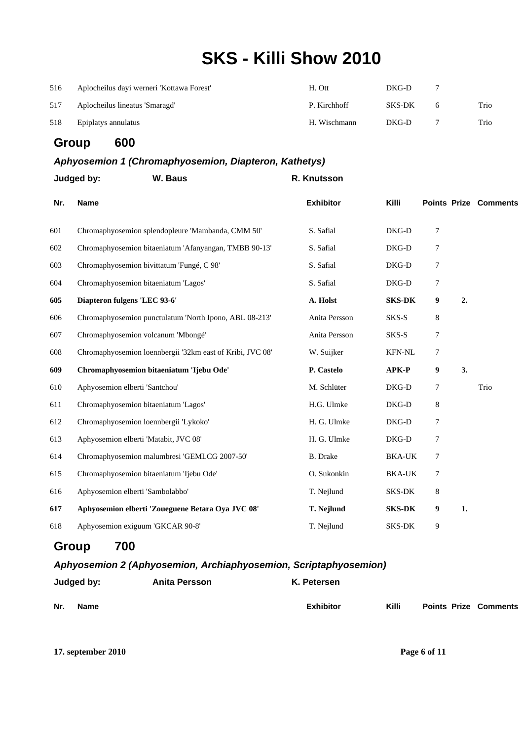# SKS - Killi Show 2010

| Nr. | Name | Exhibitor | Killi | Points | Prize | Comments |
|---|---|---|---|---|---|---|
| 516 | Aplocheilus dayi werneri 'Kottawa Forest' | H. Ott | DKG-D | 7 | | |
| 517 | Aplocheilus lineatus 'Smaragd' | P. Kirchhoff | SKS-DK | 6 | | Trio |
| 518 | Epiplatys annulatus | H. Wischmann | DKG-D | 7 | | Trio |

## Group 600

### *Aphyosemion 1 (Chromaphyosemion, Diapteron, Kathetys)*

**Judged by:** **W. Baus** **R. Knutsson**

| Nr. | Name | Exhibitor | Killi | Points | Prize | Comments |
|---|---|---|---|---|---|---|
| 601 | Chromaphyosemion splendopleure 'Mambanda, CMM 50' | S. Safial | DKG-D | 7 | | |
| 602 | Chromaphyosemion bitaeniatum 'Afanyangan, TMBB 90-13' | S. Safial | DKG-D | 7 | | |
| 603 | Chromaphyosemion bivittatum 'Fungé, C 98' | S. Safial | DKG-D | 7 | | |
| 604 | Chromaphyosemion bitaeniatum 'Lagos' | S. Safial | DKG-D | 7 | | |
| **605** | **Diapteron fulgens 'LEC 93-6'** | **A. Holst** | **SKS-DK** | **9** | **2.** | |
| 606 | Chromaphyosemion punctulatum 'North Ipono, ABL 08-213' | Anita Persson | SKS-S | 8 | | |
| 607 | Chromaphyosemion volcanum 'Mbongé' | Anita Persson | SKS-S | 7 | | |
| 608 | Chromaphyosemion loennbergii '32km east of Kribi, JVC 08' | W. Suijker | KFN-NL | 7 | | |
| **609** | **Chromaphyosemion bitaeniatum 'Ijebu Ode'** | **P. Castelo** | **APK-P** | **9** | **3.** | |
| 610 | Aphyosemion elberti 'Santchou' | M. Schlüter | DKG-D | 7 | | Trio |
| 611 | Chromaphyosemion bitaeniatum 'Lagos' | H.G. Ulmke | DKG-D | 8 | | |
| 612 | Chromaphyosemion loennbergii 'Lykoko' | H. G. Ulmke | DKG-D | 7 | | |
| 613 | Aphyosemion elberti 'Matabit, JVC 08' | H. G. Ulmke | DKG-D | 7 | | |
| 614 | Chromaphyosemion malumbresi 'GEMLCG 2007-50' | B. Drake | BKA-UK | 7 | | |
| 615 | Chromaphyosemion bitaeniatum 'Ijebu Ode' | O. Sukonkin | BKA-UK | 7 | | |
| 616 | Aphyosemion elberti 'Sambolabbo' | T. Nejlund | SKS-DK | 8 | | |
| **617** | **Aphyosemion elberti 'Zoueguene Betara Oya JVC 08'** | **T. Nejlund** | **SKS-DK** | **9** | **1.** | |
| 618 | Aphyosemion exiguum 'GKCAR 90-8' | T. Nejlund | SKS-DK | 9 | | |

## Group 700

### *Aphyosemion 2 (Aphyosemion, Archiaphyosemion, Scriptaphyosemion)*

**Judged by:** **Anita Persson** **K. Petersen**

| Nr. | Name | Exhibitor | Killi | Points | Prize | Comments |
|---|---|---|---|---|---|---|

**17. september 2010**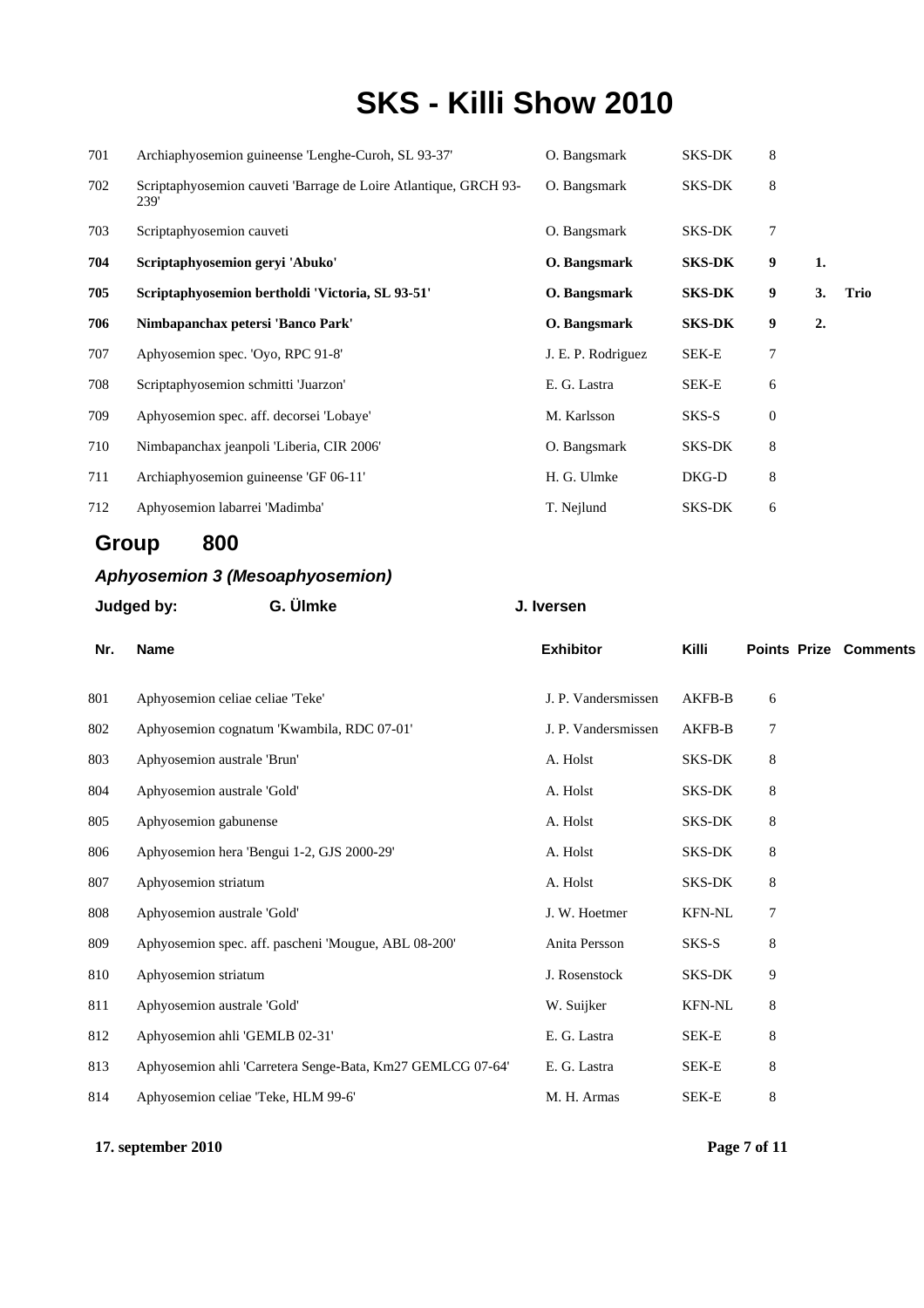# SKS - Killi Show 2010

| Nr. | Name | Exhibitor | Killi | Points | Prize | Comments |
|---|---|---|---|---|---|---|
| 701 | Archiaphyosemion guineense 'Lenghe-Curoh, SL 93-37' | O. Bangsmark | SKS-DK | 8 | | |
| 702 | Scriptaphyosemion cauveti 'Barrage de Loire Atlantique, GRCH 93-239' | O. Bangsmark | SKS-DK | 8 | | |
| 703 | Scriptaphyosemion cauveti | O. Bangsmark | SKS-DK | 7 | | |
| **704** | **Scriptaphyosemion geryi 'Abuko'** | **O. Bangsmark** | **SKS-DK** | **9** | **1.** | |
| **705** | **Scriptaphyosemion bertholdi 'Victoria, SL 93-51'** | **O. Bangsmark** | **SKS-DK** | **9** | **3.** | **Trio** |
| **706** | **Nimbapanchax petersi 'Banco Park'** | **O. Bangsmark** | **SKS-DK** | **9** | **2.** | |
| 707 | Aphyosemion spec. 'Oyo, RPC 91-8' | J. E. P. Rodriguez | SEK-E | 7 | | |
| 708 | Scriptaphyosemion schmitti 'Juarzon' | E. G. Lastra | SEK-E | 6 | | |
| 709 | Aphyosemion spec. aff. decorsei 'Lobaye' | M. Karlsson | SKS-S | 0 | | |
| 710 | Nimbapanchax jeanpoli 'Liberia, CIR 2006' | O. Bangsmark | SKS-DK | 8 | | |
| 711 | Archiaphyosemion guineense 'GF 06-11' | H. G. Ulmke | DKG-D | 8 | | |
| 712 | Aphyosemion labarrei 'Madimba' | T. Nejlund | SKS-DK | 6 | | |

## Group 800

### *Aphyosemion 3 (Mesoaphyosemion)*

**Judged by:** **G. Ülmke** **J. Iversen**

| Nr. | Name | Exhibitor | Killi | Points | Prize | Comments |
|---|---|---|---|---|---|---|
| 801 | Aphyosemion celiae celiae 'Teke' | J. P. Vandersmissen | AKFB-B | 6 | | |
| 802 | Aphyosemion cognatum 'Kwambila, RDC 07-01' | J. P. Vandersmissen | AKFB-B | 7 | | |
| 803 | Aphyosemion australe 'Brun' | A. Holst | SKS-DK | 8 | | |
| 804 | Aphyosemion australe 'Gold' | A. Holst | SKS-DK | 8 | | |
| 805 | Aphyosemion gabunense | A. Holst | SKS-DK | 8 | | |
| 806 | Aphyosemion hera 'Bengui 1-2, GJS 2000-29' | A. Holst | SKS-DK | 8 | | |
| 807 | Aphyosemion striatum | A. Holst | SKS-DK | 8 | | |
| 808 | Aphyosemion australe 'Gold' | J. W. Hoetmer | KFN-NL | 7 | | |
| 809 | Aphyosemion spec. aff. pascheni 'Mougue, ABL 08-200' | Anita Persson | SKS-S | 8 | | |
| 810 | Aphyosemion striatum | J. Rosenstock | SKS-DK | 9 | | |
| 811 | Aphyosemion australe 'Gold' | W. Suijker | KFN-NL | 8 | | |
| 812 | Aphyosemion ahli 'GEMLB 02-31' | E. G. Lastra | SEK-E | 8 | | |
| 813 | Aphyosemion ahli 'Carretera Senge-Bata, Km27 GEMLCG 07-64' | E. G. Lastra | SEK-E | 8 | | |
| 814 | Aphyosemion celiae 'Teke, HLM 99-6' | M. H. Armas | SEK-E | 8 | | |

**17. september 2010**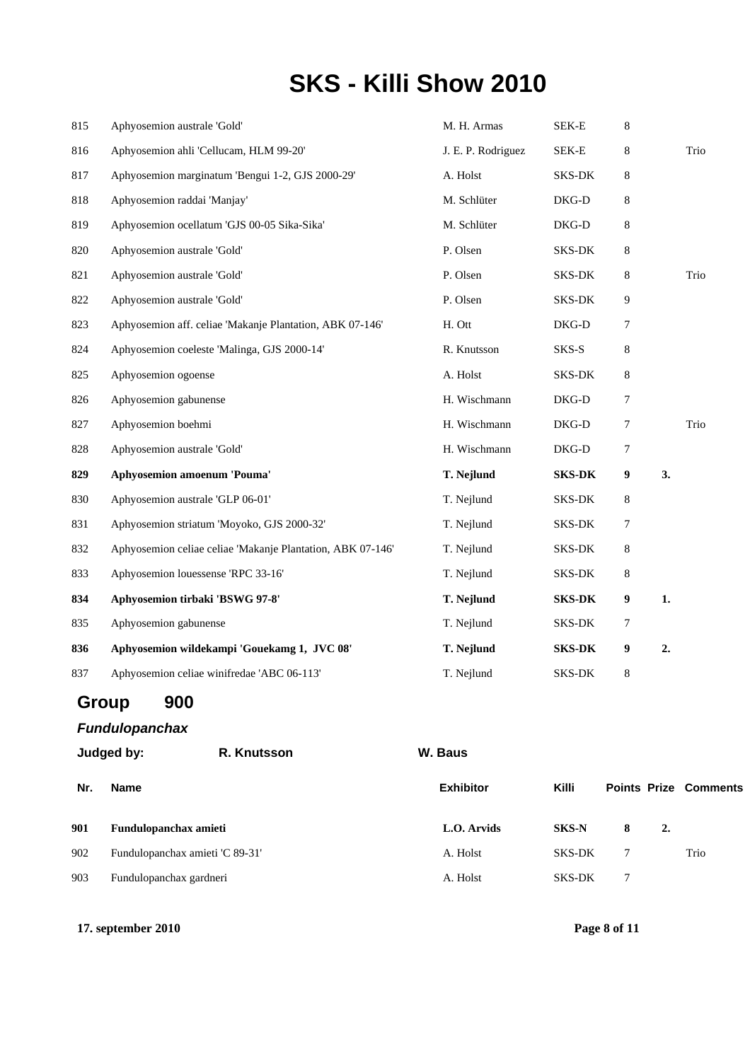# SKS - Killi Show 2010

| | | | | | | |
|---|---|---|---|---|---|---|
| 815 | Aphyosemion australe 'Gold' | M. H. Armas | SEK-E | 8 | | |
| 816 | Aphyosemion ahli 'Cellucam, HLM 99-20' | J. E. P. Rodriguez | SEK-E | 8 | | Trio |
| 817 | Aphyosemion marginatum 'Bengui 1-2, GJS 2000-29' | A. Holst | SKS-DK | 8 | | |
| 818 | Aphyosemion raddai 'Manjay' | M. Schlüter | DKG-D | 8 | | |
| 819 | Aphyosemion ocellatum 'GJS 00-05 Sika-Sika' | M. Schlüter | DKG-D | 8 | | |
| 820 | Aphyosemion australe 'Gold' | P. Olsen | SKS-DK | 8 | | |
| 821 | Aphyosemion australe 'Gold' | P. Olsen | SKS-DK | 8 | | Trio |
| 822 | Aphyosemion australe 'Gold' | P. Olsen | SKS-DK | 9 | | |
| 823 | Aphyosemion aff. celiae 'Makanje Plantation, ABK 07-146' | H. Ott | DKG-D | 7 | | |
| 824 | Aphyosemion coeleste 'Malinga, GJS 2000-14' | R. Knutsson | SKS-S | 8 | | |
| 825 | Aphyosemion ogoense | A. Holst | SKS-DK | 8 | | |
| 826 | Aphyosemion gabunense | H. Wischmann | DKG-D | 7 | | |
| 827 | Aphyosemion boehmi | H. Wischmann | DKG-D | 7 | | Trio |
| 828 | Aphyosemion australe 'Gold' | H. Wischmann | DKG-D | 7 | | |
| **829** | **Aphyosemion amoenum 'Pouma'** | **T. Nejlund** | **SKS-DK** | **9** | **3.** | |
| 830 | Aphyosemion australe 'GLP 06-01' | T. Nejlund | SKS-DK | 8 | | |
| 831 | Aphyosemion striatum 'Moyoko, GJS 2000-32' | T. Nejlund | SKS-DK | 7 | | |
| 832 | Aphyosemion celiae celiae 'Makanje Plantation, ABK 07-146' | T. Nejlund | SKS-DK | 8 | | |
| 833 | Aphyosemion louessense 'RPC 33-16' | T. Nejlund | SKS-DK | 8 | | |
| **834** | **Aphyosemion tirbaki 'BSWG 97-8'** | **T. Nejlund** | **SKS-DK** | **9** | **1.** | |
| 835 | Aphyosemion gabunense | T. Nejlund | SKS-DK | 7 | | |
| **836** | **Aphyosemion wildekampi 'Gouekamg 1, JVC 08'** | **T. Nejlund** | **SKS-DK** | **9** | **2.** | |
| 837 | Aphyosemion celiae winifredae 'ABC 06-113' | T. Nejlund | SKS-DK | 8 | | |

## Group 900

### *Fundulopanchax*

**Judged by:** R. Knutsson W. Baus

| Nr. | Name | Exhibitor | Killi | Points | Prize | Comments |
|---|---|---|---|---|---|---|
| **901** | **Fundulopanchax amieti** | **L.O. Arvids** | **SKS-N** | **8** | **2.** | |
| 902 | Fundulopanchax amieti 'C 89-31' | A. Holst | SKS-DK | 7 | | Trio |
| 903 | Fundulopanchax gardneri | A. Holst | SKS-DK | 7 | | |

**17. september 2010**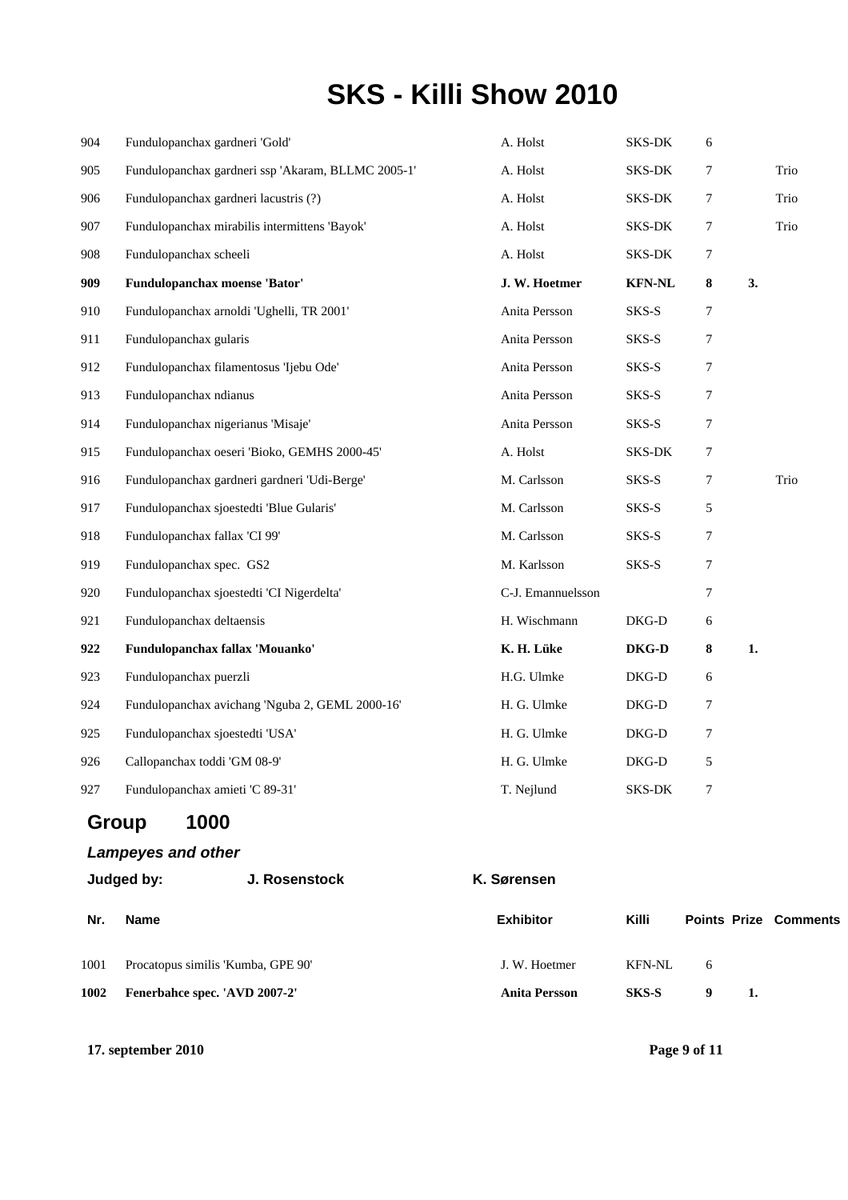# SKS - Killi Show 2010

| | | | | | | |
|---|---|---|---|---|---|---|
| 904 | Fundulopanchax gardneri 'Gold' | A. Holst | SKS-DK | 6 | | |
| 905 | Fundulopanchax gardneri ssp 'Akaram, BLLMC 2005-1' | A. Holst | SKS-DK | 7 | | Trio |
| 906 | Fundulopanchax gardneri lacustris (?) | A. Holst | SKS-DK | 7 | | Trio |
| 907 | Fundulopanchax mirabilis intermittens 'Bayok' | A. Holst | SKS-DK | 7 | | Trio |
| 908 | Fundulopanchax scheeli | A. Holst | SKS-DK | 7 | | |
| **909** | **Fundulopanchax moense 'Bator'** | **J. W. Hoetmer** | **KFN-NL** | **8** | **3.** | |
| 910 | Fundulopanchax arnoldi 'Ughelli, TR 2001' | Anita Persson | SKS-S | 7 | | |
| 911 | Fundulopanchax gularis | Anita Persson | SKS-S | 7 | | |
| 912 | Fundulopanchax filamentosus 'Ijebu Ode' | Anita Persson | SKS-S | 7 | | |
| 913 | Fundulopanchax ndianus | Anita Persson | SKS-S | 7 | | |
| 914 | Fundulopanchax nigerianus 'Misaje' | Anita Persson | SKS-S | 7 | | |
| 915 | Fundulopanchax oeseri 'Bioko, GEMHS 2000-45' | A. Holst | SKS-DK | 7 | | |
| 916 | Fundulopanchax gardneri gardneri 'Udi-Berge' | M. Carlsson | SKS-S | 7 | | Trio |
| 917 | Fundulopanchax sjoestedti 'Blue Gularis' | M. Carlsson | SKS-S | 5 | | |
| 918 | Fundulopanchax fallax 'CI 99' | M. Carlsson | SKS-S | 7 | | |
| 919 | Fundulopanchax spec. GS2 | M. Karlsson | SKS-S | 7 | | |
| 920 | Fundulopanchax sjoestedti 'CI Nigerdelta' | C-J. Emannuelsson | | 7 | | |
| 921 | Fundulopanchax deltaensis | H. Wischmann | DKG-D | 6 | | |
| **922** | **Fundulopanchax fallax 'Mouanko'** | **K. H. Lüke** | **DKG-D** | **8** | **1.** | |
| 923 | Fundulopanchax puerzli | H.G. Ulmke | DKG-D | 6 | | |
| 924 | Fundulopanchax avichang 'Nguba 2, GEML 2000-16' | H. G. Ulmke | DKG-D | 7 | | |
| 925 | Fundulopanchax sjoestedti 'USA' | H. G. Ulmke | DKG-D | 7 | | |
| 926 | Callopanchax toddi 'GM 08-9' | H. G. Ulmke | DKG-D | 5 | | |
| 927 | Fundulopanchax amieti 'C 89-31' | T. Nejlund | SKS-DK | 7 | | |

## Group 1000

### *Lampeyes and other*

**Judged by:** **J. Rosenstock** **K. Sørensen**

| Nr. | Name | Exhibitor | Killi | Points | Prize | Comments |
|---|---|---|---|---|---|---|
| 1001 | Procatopus similis 'Kumba, GPE 90' | J. W. Hoetmer | KFN-NL | 6 | | |
| **1002** | **Fenerbahce spec. 'AVD 2007-2'** | **Anita Persson** | **SKS-S** | **9** | **1.** | |

**17. september 2010**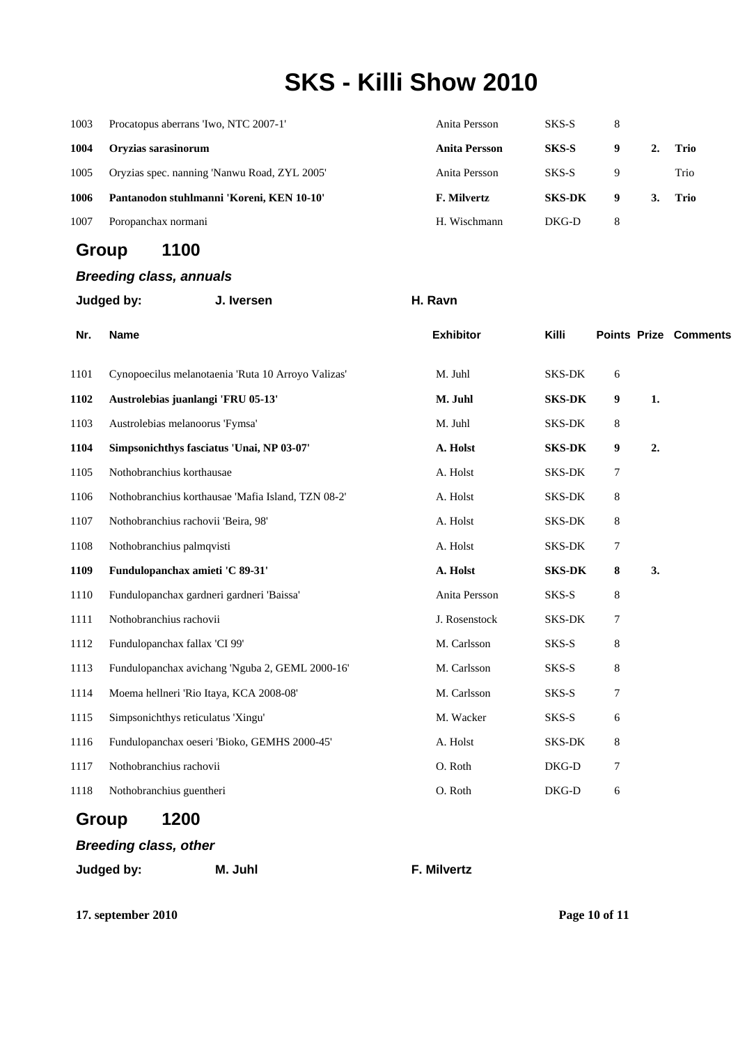# SKS - Killi Show 2010

| Nr. | Name | Exhibitor | Killi | Points | Prize | Comments |
|---|---|---|---|---|---|---|
| 1003 | Procatopus aberrans 'Iwo, NTC 2007-1' | Anita Persson | SKS-S | 8 | | |
| **1004** | **Oryzias sarasinorum** | **Anita Persson** | **SKS-S** | **9** | **2.** | **Trio** |
| 1005 | Oryzias spec. nanning 'Nanwu Road, ZYL 2005' | Anita Persson | SKS-S | 9 | | Trio |
| **1006** | **Pantanodon stuhlmanni 'Koreni, KEN 10-10'** | **F. Milvertz** | **SKS-DK** | **9** | **3.** | **Trio** |
| 1007 | Poropanchax normani | H. Wischmann | DKG-D | 8 | | |

## Group 1100

***Breeding class, annuals***

**Judged by:** **J. Iversen** **H. Ravn**

| Nr. | Name | Exhibitor | Killi | Points | Prize | Comments |
|---|---|---|---|---|---|---|
| 1101 | Cynopoecilus melanotaenia 'Ruta 10 Arroyo Valizas' | M. Juhl | SKS-DK | 6 | | |
| **1102** | **Austrolebias juanlangi 'FRU 05-13'** | **M. Juhl** | **SKS-DK** | **9** | **1.** | |
| 1103 | Austrolebias melanoorus 'Fymsa' | M. Juhl | SKS-DK | 8 | | |
| **1104** | **Simpsonichthys fasciatus 'Unai, NP 03-07'** | **A. Holst** | **SKS-DK** | **9** | **2.** | |
| 1105 | Nothobranchius korthausae | A. Holst | SKS-DK | 7 | | |
| 1106 | Nothobranchius korthausae 'Mafia Island, TZN 08-2' | A. Holst | SKS-DK | 8 | | |
| 1107 | Nothobranchius rachovii 'Beira, 98' | A. Holst | SKS-DK | 8 | | |
| 1108 | Nothobranchius palmqvisti | A. Holst | SKS-DK | 7 | | |
| **1109** | **Fundulopanchax amieti 'C 89-31'** | **A. Holst** | **SKS-DK** | **8** | **3.** | |
| 1110 | Fundulopanchax gardneri gardneri 'Baissa' | Anita Persson | SKS-S | 8 | | |
| 1111 | Nothobranchius rachovii | J. Rosenstock | SKS-DK | 7 | | |
| 1112 | Fundulopanchax fallax 'CI 99' | M. Carlsson | SKS-S | 8 | | |
| 1113 | Fundulopanchax avichang 'Nguba 2, GEML 2000-16' | M. Carlsson | SKS-S | 8 | | |
| 1114 | Moema hellneri 'Rio Itaya, KCA 2008-08' | M. Carlsson | SKS-S | 7 | | |
| 1115 | Simpsonichthys reticulatus 'Xingu' | M. Wacker | SKS-S | 6 | | |
| 1116 | Fundulopanchax oeseri 'Bioko, GEMHS 2000-45' | A. Holst | SKS-DK | 8 | | |
| 1117 | Nothobranchius rachovii | O. Roth | DKG-D | 7 | | |
| 1118 | Nothobranchius guentheri | O. Roth | DKG-D | 6 | | |

## Group 1200

***Breeding class, other***

**Judged by:** **M. Juhl** **F. Milvertz**

**17. september 2010**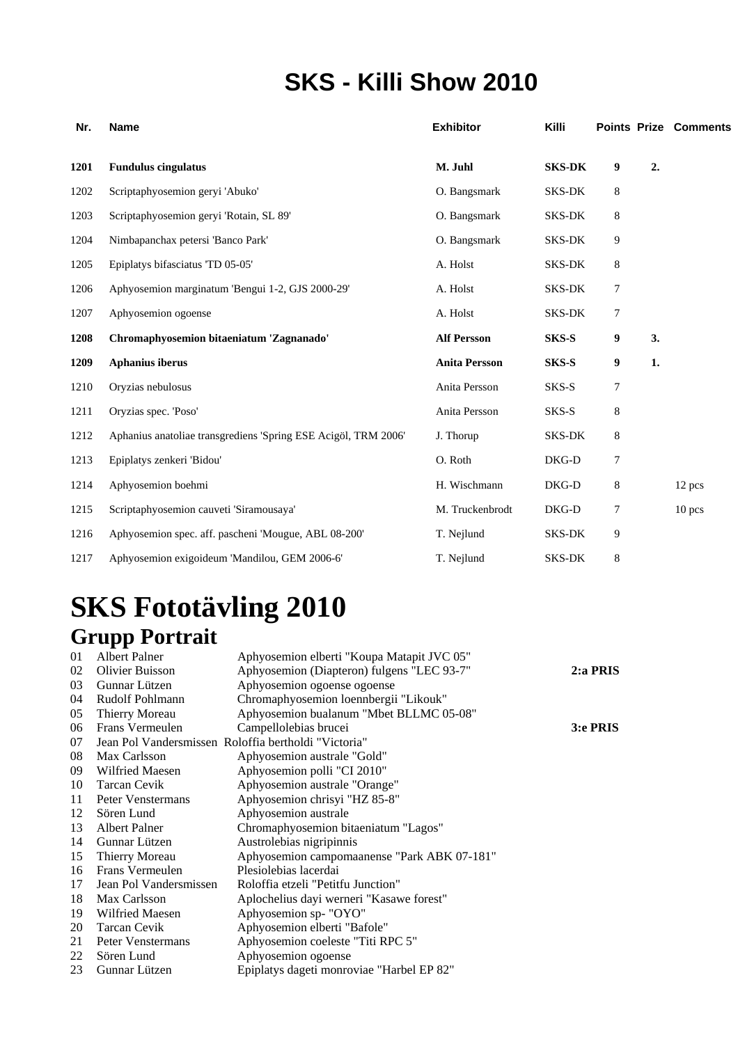# SKS - Killi Show 2010

| Nr. | Name | Exhibitor | Killi | Points | Prize | Comments |
|---|---|---|---|---|---|---|
| **1201** | **Fundulus cingulatus** | **M. Juhl** | **SKS-DK** | **9** | **2.** | |
| 1202 | Scriptaphyosemion geryi 'Abuko' | O. Bangsmark | SKS-DK | 8 | | |
| 1203 | Scriptaphyosemion geryi 'Rotain, SL 89' | O. Bangsmark | SKS-DK | 8 | | |
| 1204 | Nimbapanchax petersi 'Banco Park' | O. Bangsmark | SKS-DK | 9 | | |
| 1205 | Epiplatys bifasciatus 'TD 05-05' | A. Holst | SKS-DK | 8 | | |
| 1206 | Aphyosemion marginatum 'Bengui 1-2, GJS 2000-29' | A. Holst | SKS-DK | 7 | | |
| 1207 | Aphyosemion ogoense | A. Holst | SKS-DK | 7 | | |
| **1208** | **Chromaphyosemion bitaeniatum 'Zagnanado'** | **Alf Persson** | **SKS-S** | **9** | **3.** | |
| **1209** | **Aphanius iberus** | **Anita Persson** | **SKS-S** | **9** | **1.** | |
| 1210 | Oryzias nebulosus | Anita Persson | SKS-S | 7 | | |
| 1211 | Oryzias spec. 'Poso' | Anita Persson | SKS-S | 8 | | |
| 1212 | Aphanius anatoliae transgrediens 'Spring ESE Acigöl, TRM 2006' | J. Thorup | SKS-DK | 8 | | |
| 1213 | Epiplatys zenkeri 'Bidou' | O. Roth | DKG-D | 7 | | |
| 1214 | Aphyosemion boehmi | H. Wischmann | DKG-D | 8 | | 12 pcs |
| 1215 | Scriptaphyosemion cauveti 'Siramousaya' | M. Truckenbrodt | DKG-D | 7 | | 10 pcs |
| 1216 | Aphyosemion spec. aff. pascheni 'Mougue, ABL 08-200' | T. Nejlund | SKS-DK | 9 | | |
| 1217 | Aphyosemion exigoideum 'Mandilou, GEM 2006-6' | T. Nejlund | SKS-DK | 8 | | |

# SKS Fototävling 2010

## Grupp Portrait

| Nr. | Name | Species | Prize |
|---|---|---|---|
| 01 | Albert Palner | Aphyosemion elberti "Koupa Matapit JVC 05" | |
| 02 | Olivier Buisson | Aphyosemion (Diapteron) fulgens "LEC 93-7" | **2:a PRIS** |
| 03 | Gunnar Lützen | Aphyosemion ogoense ogoense | |
| 04 | Rudolf Pohlmann | Chromaphyosemion loennbergii "Likouk" | |
| 05 | Thierry Moreau | Aphyosemion bualanum "Mbet BLLMC 05-08" | |
| 06 | Frans Vermeulen | Campellolebias brucei | **3:e PRIS** |
| 07 | Jean Pol Vandersmissen | Roloffia bertholdi "Victoria" | |
| 08 | Max Carlsson | Aphyosemion australe "Gold" | |
| 09 | Wilfried Maesen | Aphyosemion polli "CI 2010" | |
| 10 | Tarcan Cevik | Aphyosemion australe "Orange" | |
| 11 | Peter Venstermans | Aphyosemion chrisyi "HZ 85-8" | |
| 12 | Sören Lund | Aphyosemion australe | |
| 13 | Albert Palner | Chromaphyosemion bitaeniatum "Lagos" | |
| 14 | Gunnar Lützen | Austrolebias nigripinnis | |
| 15 | Thierry Moreau | Aphyosemion campomaanense "Park ABK 07-181" | |
| 16 | Frans Vermeulen | Plesiolebias lacerdai | |
| 17 | Jean Pol Vandersmissen | Roloffia etzeli "Petitfu Junction" | |
| 18 | Max Carlsson | Aplochelius dayi werneri "Kasawe forest" | |
| 19 | Wilfried Maesen | Aphyosemion sp- "OYO" | |
| 20 | Tarcan Cevik | Aphyosemion elberti "Bafole" | |
| 21 | Peter Venstermans | Aphyosemion coeleste "Titi RPC 5" | |
| 22 | Sören Lund | Aphyosemion ogoense | |
| 23 | Gunnar Lützen | Epiplatys dageti monroviae "Harbel EP 82" | |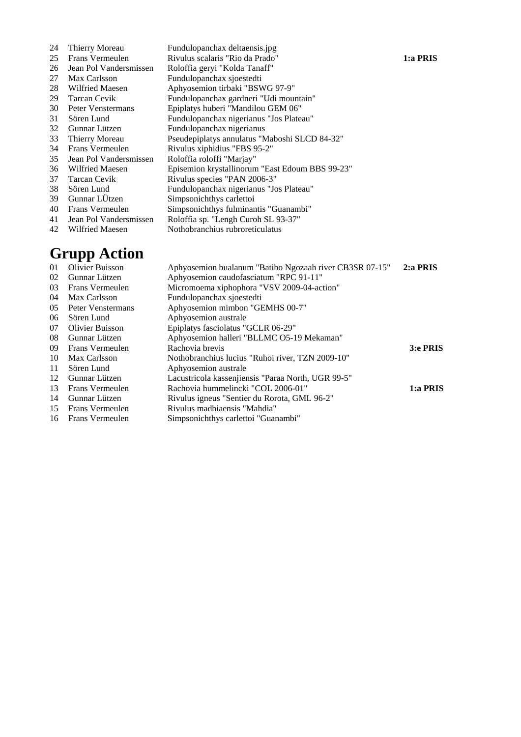| | | | |
|---|---|---|---|
| 24 | Thierry Moreau | Fundulopanchax deltaensis.jpg | |
| 25 | Frans Vermeulen | Rivulus scalaris "Rio da Prado" | **1:a PRIS** |
| 26 | Jean Pol Vandersmissen | Roloffia geryi "Kolda Tanaff" | |
| 27 | Max Carlsson | Fundulopanchax sjoestedti | |
| 28 | Wilfried Maesen | Aphyosemion tirbaki "BSWG 97-9" | |
| 29 | Tarcan Cevik | Fundulopanchax gardneri "Udi mountain" | |
| 30 | Peter Venstermans | Epiplatys huberi "Mandilou GEM 06" | |
| 31 | Sören Lund | Fundulopanchax nigerianus "Jos Plateau" | |
| 32 | Gunnar Lützen | Fundulopanchax nigerianus | |
| 33 | Thierry Moreau | Pseudepiplatys annulatus "Maboshi SLCD 84-32" | |
| 34 | Frans Vermeulen | Rivulus xiphidius "FBS 95-2" | |
| 35 | Jean Pol Vandersmissen | Roloffia roloffi "Marjay" | |
| 36 | Wilfried Maesen | Episemion krystallinorum "East Edoum BBS 99-23" | |
| 37 | Tarcan Cevik | Rivulus species "PAN 2006-3" | |
| 38 | Sören Lund | Fundulopanchax nigerianus "Jos Plateau" | |
| 39 | Gunnar LÜtzen | Simpsonichthys carlettoi | |
| 40 | Frans Vermeulen | Simpsonichthys fulminantis "Guanambi" | |
| 41 | Jean Pol Vandersmissen | Roloffia sp. "Lengh Curoh SL 93-37" | |
| 42 | Wilfried Maesen | Nothobranchius rubroreticulatus | |

# Grupp Action

| | | | |
|---|---|---|---|
| 01 | Olivier Buisson | Aphyosemion bualanum "Batibo Ngozaah river CB3SR 07-15" | **2:a PRIS** |
| 02 | Gunnar Lützen | Aphyosemion caudofasciatum "RPC 91-11" | |
| 03 | Frans Vermeulen | Micromoema xiphophora "VSV 2009-04-action" | |
| 04 | Max Carlsson | Fundulopanchax sjoestedti | |
| 05 | Peter Venstermans | Aphyosemion mimbon "GEMHS 00-7" | |
| 06 | Sören Lund | Aphyosemion australe | |
| 07 | Olivier Buisson | Epiplatys fasciolatus "GCLR 06-29" | |
| 08 | Gunnar Lützen | Aphyosemion halleri "BLLMC O5-19 Mekaman" | |
| 09 | Frans Vermeulen | Rachovia brevis | **3:e PRIS** |
| 10 | Max Carlsson | Nothobranchius lucius "Ruhoi river, TZN 2009-10" | |
| 11 | Sören Lund | Aphyosemion australe | |
| 12 | Gunnar Lützen | Lacustricola kassenjiensis "Paraa North, UGR 99-5" | |
| 13 | Frans Vermeulen | Rachovia hummelincki "COL 2006-01" | **1:a PRIS** |
| 14 | Gunnar Lützen | Rivulus igneus "Sentier du Rorota, GML 96-2" | |
| 15 | Frans Vermeulen | Rivulus madhiaensis "Mahdia" | |
| 16 | Frans Vermeulen | Simpsonichthys carlettoi "Guanambi" | |